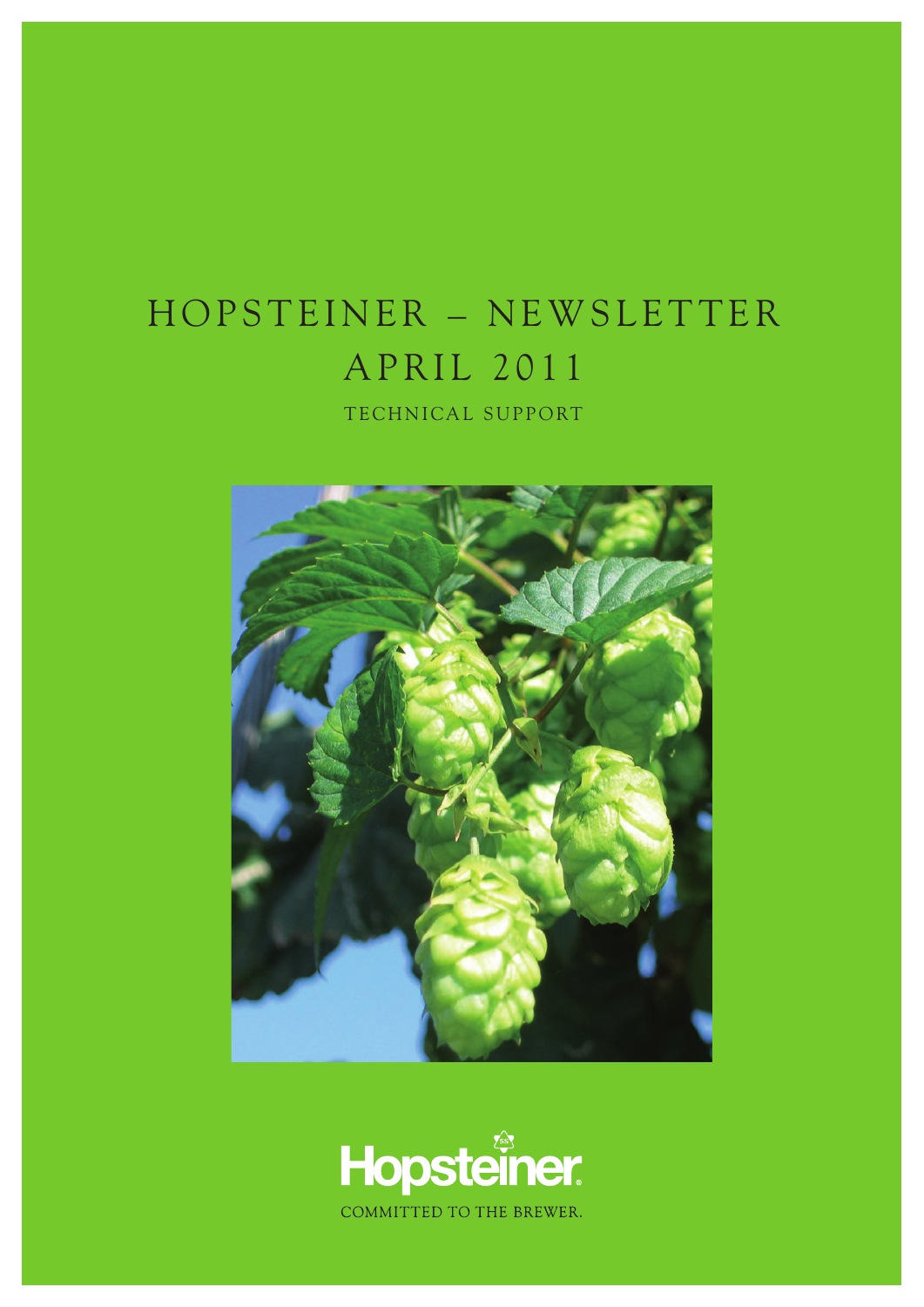# HOPSTEINER – NEWSLETTER
## APRIL 2011

TECHNICAL SUPPORT

Hopsteiner

COMMITTED TO THE BREWER.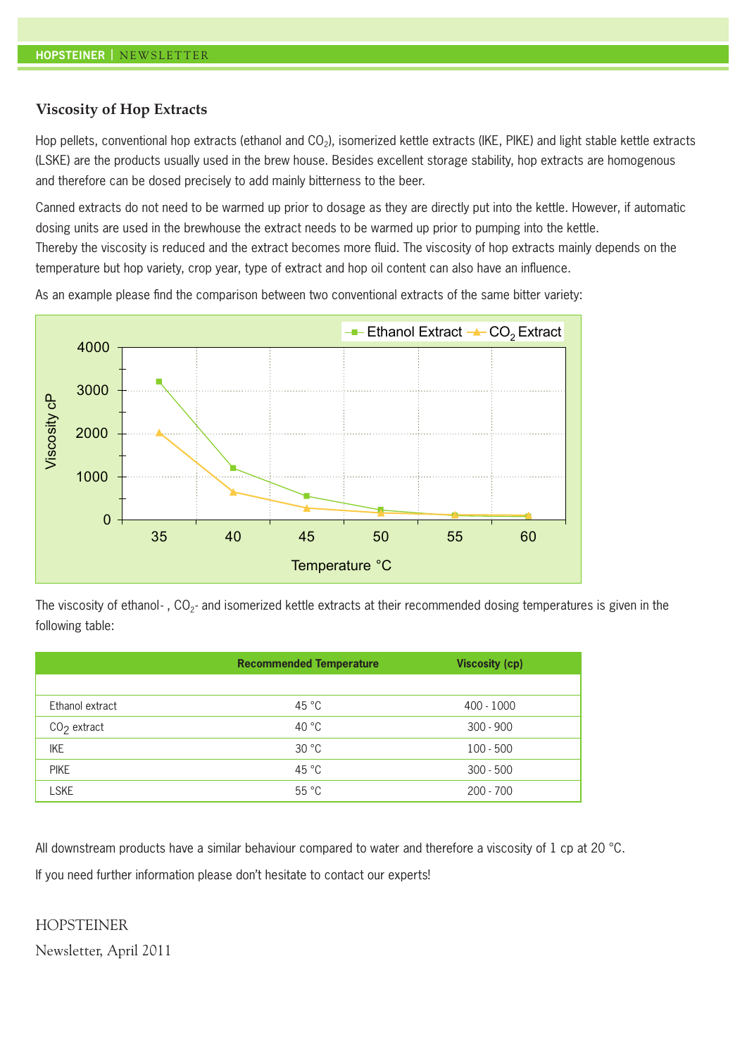### Viscosity of Hop Extracts

Hop pellets, conventional hop extracts (ethanol and $CO_2$), isomerized kettle extracts (IKE, PIKE) and light stable kettle extracts (LSKE) are the products usually used in the brew house. Besides excellent storage stability, hop extracts are homogenous and therefore can be dosed precisely to add mainly bitterness to the beer.

Canned extracts do not need to be warmed up prior to dosage as they are directly put into the kettle. However, if automatic dosing units are used in the brewhouse the extract needs to be warmed up prior to pumping into the kettle.
Thereby the viscosity is reduced and the extract becomes more fluid. The viscosity of hop extracts mainly depends on the temperature but hop variety, crop year, type of extract and hop oil content can also have an influence.

As an example please find the comparison between two conventional extracts of the same bitter variety:

Ethanol Extract
$CO_2$ Extract
Viscosity cP
4000
3000
2000
1000
0
35
40
45
50
55
60
Temperature °C

The viscosity of ethanol- , $CO_2$- and isomerized kettle extracts at their recommended dosing temperatures is given in the following table:

| | Recommended Temperature | Viscosity (cp) |
|---|---|---|
| Ethanol extract | 45 °C | 400 - 1000 |
| $CO_2$ extract | 40 °C | 300 - 900 |
| IKE | 30 °C | 100 - 500 |
| PIKE | 45 °C | 300 - 500 |
| LSKE | 55 °C | 200 - 700 |

All downstream products have a similar behaviour compared to water and therefore a viscosity of 1 cp at 20 °C.

If you need further information please don't hesitate to contact our experts!

HOPSTEINER

Newsletter, April 2011